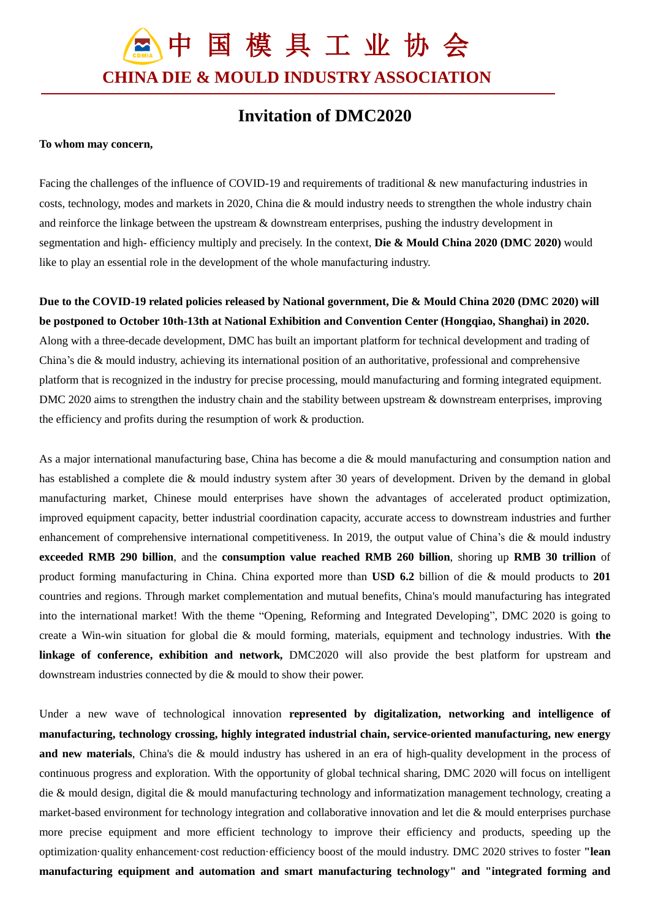# 中国模具工业协会

## CHINA DIE & MOULD INDUSTRY ASSOCIATION

# Invitation of DMC2020

**To whom may concern,**

Facing the challenges of the influence of COVID-19 and requirements of traditional & new manufacturing industries in costs, technology, modes and markets in 2020, China die & mould industry needs to strengthen the whole industry chain and reinforce the linkage between the upstream & downstream enterprises, pushing the industry development in segmentation and high- efficiency multiply and precisely. In the context, **Die & Mould China 2020 (DMC 2020)** would like to play an essential role in the development of the whole manufacturing industry.

**Due to the COVID-19 related policies released by National government, Die & Mould China 2020 (DMC 2020) will be postponed to October 10th-13th at National Exhibition and Convention Center (Hongqiao, Shanghai) in 2020.** Along with a three-decade development, DMC has built an important platform for technical development and trading of China's die & mould industry, achieving its international position of an authoritative, professional and comprehensive platform that is recognized in the industry for precise processing, mould manufacturing and forming integrated equipment. DMC 2020 aims to strengthen the industry chain and the stability between upstream & downstream enterprises, improving the efficiency and profits during the resumption of work & production.

As a major international manufacturing base, China has become a die & mould manufacturing and consumption nation and has established a complete die & mould industry system after 30 years of development. Driven by the demand in global manufacturing market, Chinese mould enterprises have shown the advantages of accelerated product optimization, improved equipment capacity, better industrial coordination capacity, accurate access to downstream industries and further enhancement of comprehensive international competitiveness. In 2019, the output value of China's die & mould industry **exceeded RMB 290 billion**, and the **consumption value reached RMB 260 billion**, shoring up **RMB 30 trillion** of product forming manufacturing in China. China exported more than **USD 6.2** billion of die & mould products to **201** countries and regions. Through market complementation and mutual benefits, China's mould manufacturing has integrated into the international market! With the theme "Opening, Reforming and Integrated Developing", DMC 2020 is going to create a Win-win situation for global die & mould forming, materials, equipment and technology industries. With **the linkage of conference, exhibition and network,** DMC2020 will also provide the best platform for upstream and downstream industries connected by die & mould to show their power.

Under a new wave of technological innovation **represented by digitalization, networking and intelligence of manufacturing, technology crossing, highly integrated industrial chain, service-oriented manufacturing, new energy and new materials**, China's die & mould industry has ushered in an era of high-quality development in the process of continuous progress and exploration. With the opportunity of global technical sharing, DMC 2020 will focus on intelligent die & mould design, digital die & mould manufacturing technology and informatization management technology, creating a market-based environment for technology integration and collaborative innovation and let die & mould enterprises purchase more precise equipment and more efficient technology to improve their efficiency and products, speeding up the optimization·quality enhancement·cost reduction·efficiency boost of the mould industry. DMC 2020 strives to foster **"lean manufacturing equipment and automation and smart manufacturing technology" and "integrated forming and**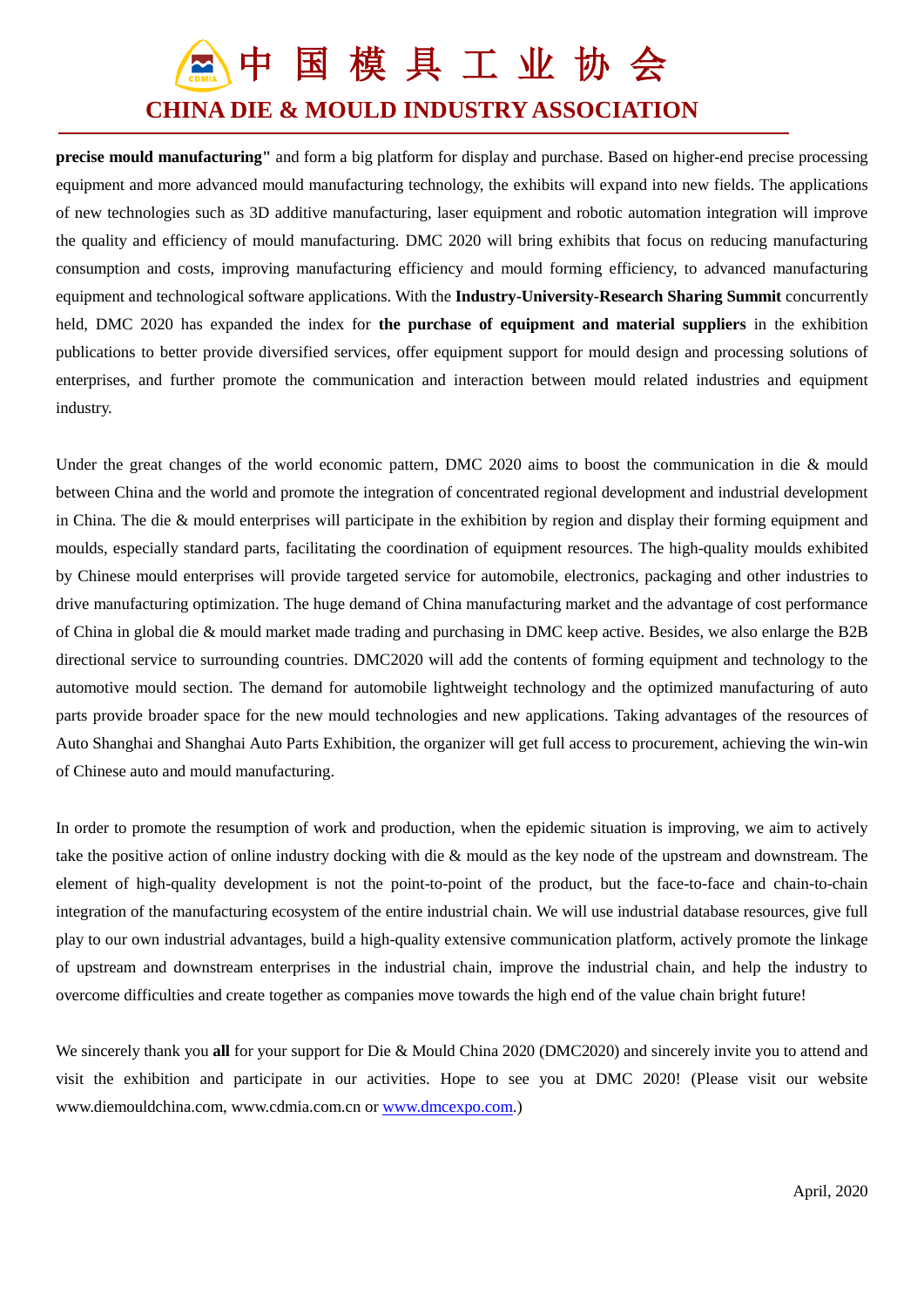**precise mould manufacturing"** and form a big platform for display and purchase. Based on higher-end precise processing equipment and more advanced mould manufacturing technology, the exhibits will expand into new fields. The applications of new technologies such as 3D additive manufacturing, laser equipment and robotic automation integration will improve the quality and efficiency of mould manufacturing. DMC 2020 will bring exhibits that focus on reducing manufacturing consumption and costs, improving manufacturing efficiency and mould forming efficiency, to advanced manufacturing equipment and technological software applications. With the **Industry-University-Research Sharing Summit** concurrently held, DMC 2020 has expanded the index for **the purchase of equipment and material suppliers** in the exhibition publications to better provide diversified services, offer equipment support for mould design and processing solutions of enterprises, and further promote the communication and interaction between mould related industries and equipment industry.

Under the great changes of the world economic pattern, DMC 2020 aims to boost the communication in die & mould between China and the world and promote the integration of concentrated regional development and industrial development in China. The die & mould enterprises will participate in the exhibition by region and display their forming equipment and moulds, especially standard parts, facilitating the coordination of equipment resources. The high-quality moulds exhibited by Chinese mould enterprises will provide targeted service for automobile, electronics, packaging and other industries to drive manufacturing optimization. The huge demand of China manufacturing market and the advantage of cost performance of China in global die & mould market made trading and purchasing in DMC keep active. Besides, we also enlarge the B2B directional service to surrounding countries. DMC2020 will add the contents of forming equipment and technology to the automotive mould section. The demand for automobile lightweight technology and the optimized manufacturing of auto parts provide broader space for the new mould technologies and new applications. Taking advantages of the resources of Auto Shanghai and Shanghai Auto Parts Exhibition, the organizer will get full access to procurement, achieving the win-win of Chinese auto and mould manufacturing.

In order to promote the resumption of work and production, when the epidemic situation is improving, we aim to actively take the positive action of online industry docking with die & mould as the key node of the upstream and downstream. The element of high-quality development is not the point-to-point of the product, but the face-to-face and chain-to-chain integration of the manufacturing ecosystem of the entire industrial chain. We will use industrial database resources, give full play to our own industrial advantages, build a high-quality extensive communication platform, actively promote the linkage of upstream and downstream enterprises in the industrial chain, improve the industrial chain, and help the industry to overcome difficulties and create together as companies move towards the high end of the value chain bright future!

We sincerely thank you **all** for your support for Die & Mould China 2020 (DMC2020) and sincerely invite you to attend and visit the exhibition and participate in our activities. Hope to see you at DMC 2020! (Please visit our website www.diemouldchina.com, www.cdmia.com.cn or www.dmcexpo.com.)

April, 2020